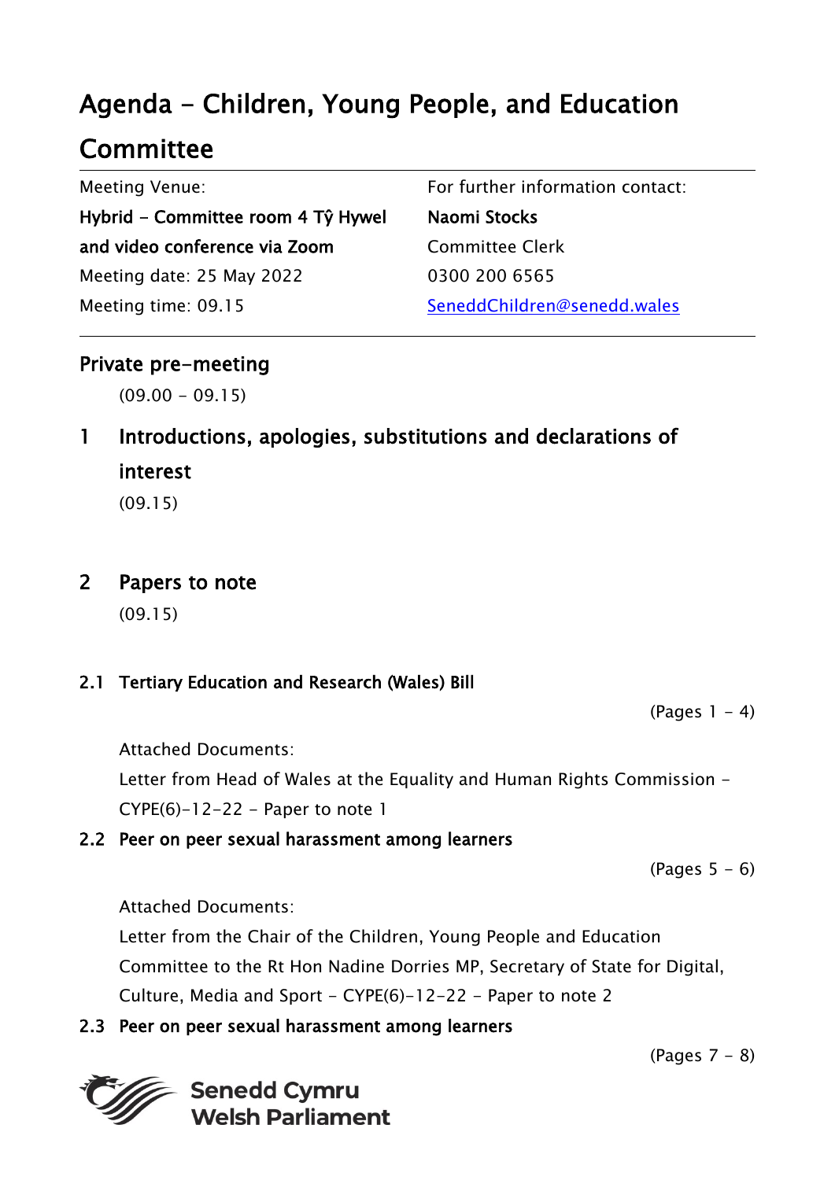# Agenda - Children, Young People, and Education Committee

| Meeting Venue: | For further information contact: |
| --- | --- |
| **Hybrid - Committee room 4 Tŷ Hywel and video conference via Zoom** | **Naomi Stocks** |
| Meeting date: 25 May 2022 | Committee Clerk |
| Meeting time: 09.15 | 0300 200 6565 |
| | SeneddChildren@senedd.wales |

## Private pre-meeting

(09.00 - 09.15)

## 1 Introductions, apologies, substitutions and declarations of interest

(09.15)

## 2 Papers to note

(09.15)

### 2.1 Tertiary Education and Research (Wales) Bill

(Pages 1 - 4)

Attached Documents:

Letter from Head of Wales at the Equality and Human Rights Commission - CYPE(6)-12-22 - Paper to note 1

### 2.2 Peer on peer sexual harassment among learners

(Pages 5 - 6)

Attached Documents:

Letter from the Chair of the Children, Young People and Education Committee to the Rt Hon Nadine Dorries MP, Secretary of State for Digital, Culture, Media and Sport - CYPE(6)-12-22 - Paper to note 2

### 2.3 Peer on peer sexual harassment among learners

(Pages 7 - 8)

Senedd Cymru
Welsh Parliament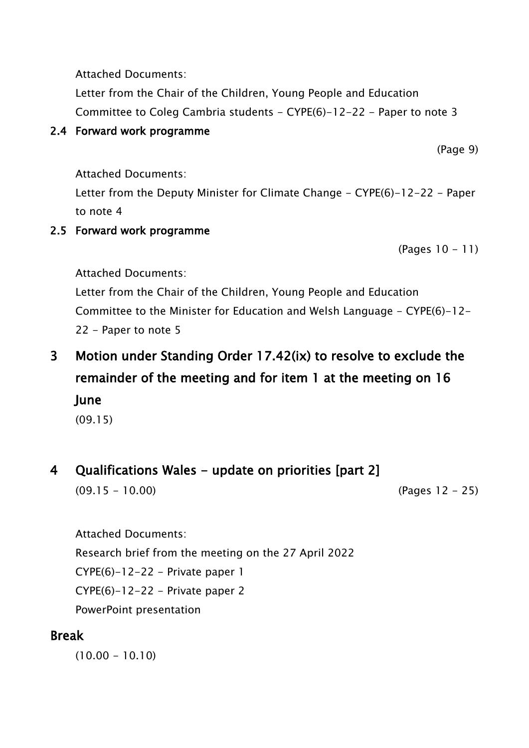Attached Documents:

Letter from the Chair of the Children, Young People and Education Committee to Coleg Cambria students - CYPE(6)-12-22 - Paper to note 3

### 2.4 Forward work programme

(Page 9)

Attached Documents:

Letter from the Deputy Minister for Climate Change - CYPE(6)-12-22 - Paper to note 4

### 2.5 Forward work programme

(Pages 10 - 11)

Attached Documents:

Letter from the Chair of the Children, Young People and Education Committee to the Minister for Education and Welsh Language - CYPE(6)-12-22 - Paper to note 5

## 3 Motion under Standing Order 17.42(ix) to resolve to exclude the remainder of the meeting and for item 1 at the meeting on 16 June

(09.15)

## 4 Qualifications Wales - update on priorities [part 2]

(09.15 - 10.00) (Pages 12 - 25)

Attached Documents:

Research brief from the meeting on the 27 April 2022

CYPE(6)-12-22 - Private paper 1

CYPE(6)-12-22 - Private paper 2

PowerPoint presentation

## Break

(10.00 - 10.10)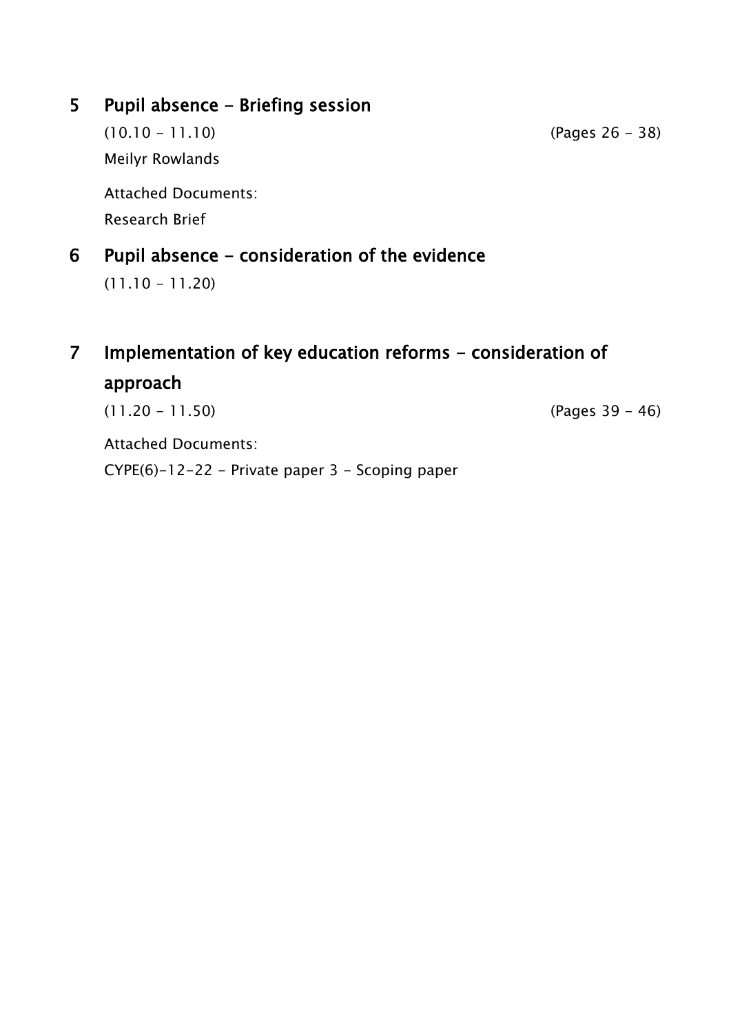## 5 Pupil absence - Briefing session

(10.10 - 11.10) (Pages 26 - 38)

Meilyr Rowlands

Attached Documents:

Research Brief

## 6 Pupil absence - consideration of the evidence

(11.10 - 11.20)

## 7 Implementation of key education reforms - consideration of approach

(11.20 - 11.50) (Pages 39 - 46)

Attached Documents:

CYPE(6)-12-22 - Private paper 3 - Scoping paper